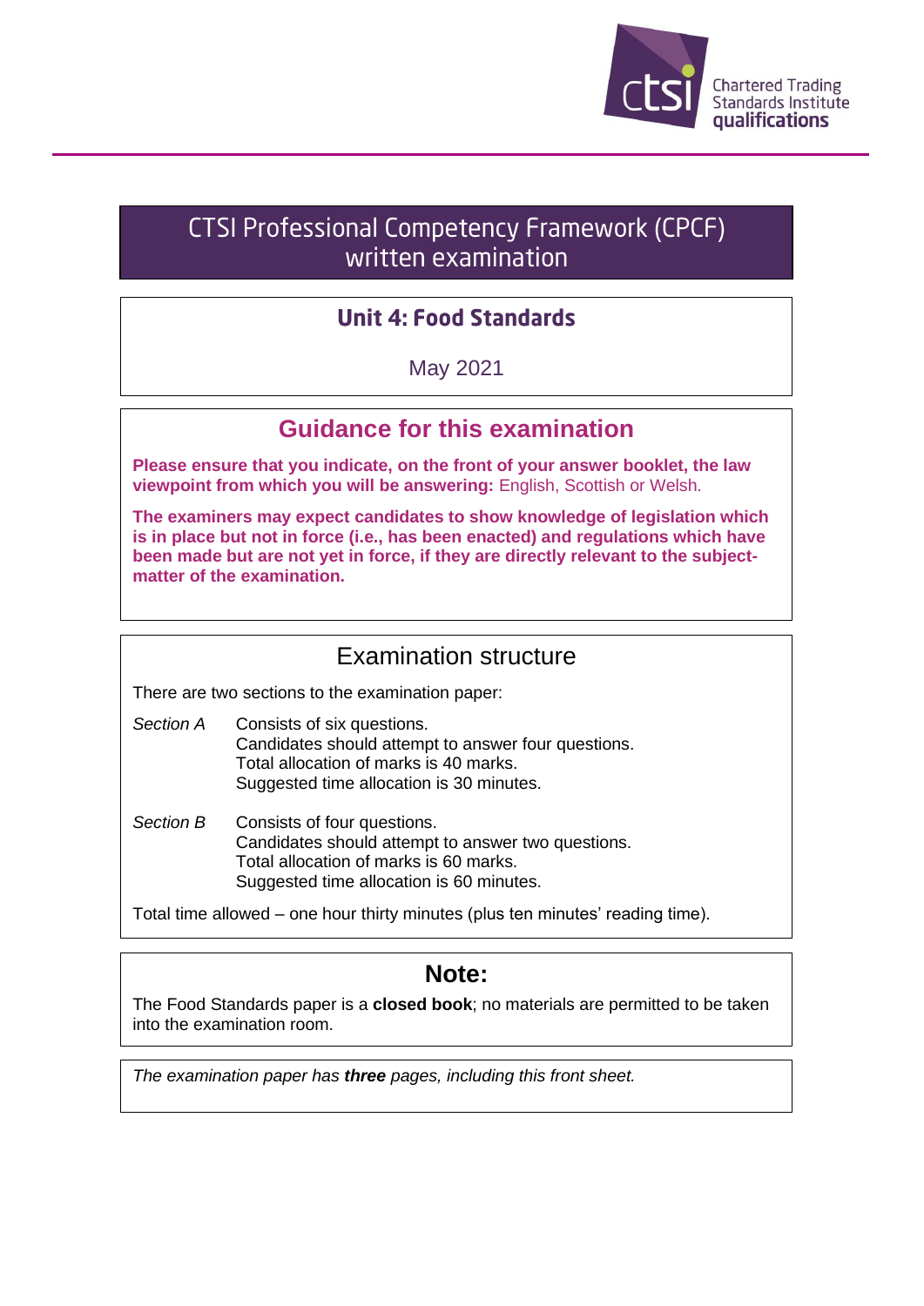Chartered Trading Standards Institute qualifications

# CTSI Professional Competency Framework (CPCF) written examination

## Unit 4: Food Standards

May 2021

## Guidance for this examination

**Please ensure that you indicate, on the front of your answer booklet, the law viewpoint from which you will be answering:** English, Scottish or Welsh.

**The examiners may expect candidates to show knowledge of legislation which is in place but not in force (i.e., has been enacted) and regulations which have been made but are not yet in force, if they are directly relevant to the subject-matter of the examination.**

## Examination structure

There are two sections to the examination paper:

*Section A* Consists of six questions.
Candidates should attempt to answer four questions.
Total allocation of marks is 40 marks.
Suggested time allocation is 30 minutes.

*Section B* Consists of four questions.
Candidates should attempt to answer two questions.
Total allocation of marks is 60 marks.
Suggested time allocation is 60 minutes.

Total time allowed – one hour thirty minutes (plus ten minutes' reading time).

## Note:

The Food Standards paper is a **closed book**; no materials are permitted to be taken into the examination room.

*The examination paper has **three** pages, including this front sheet.*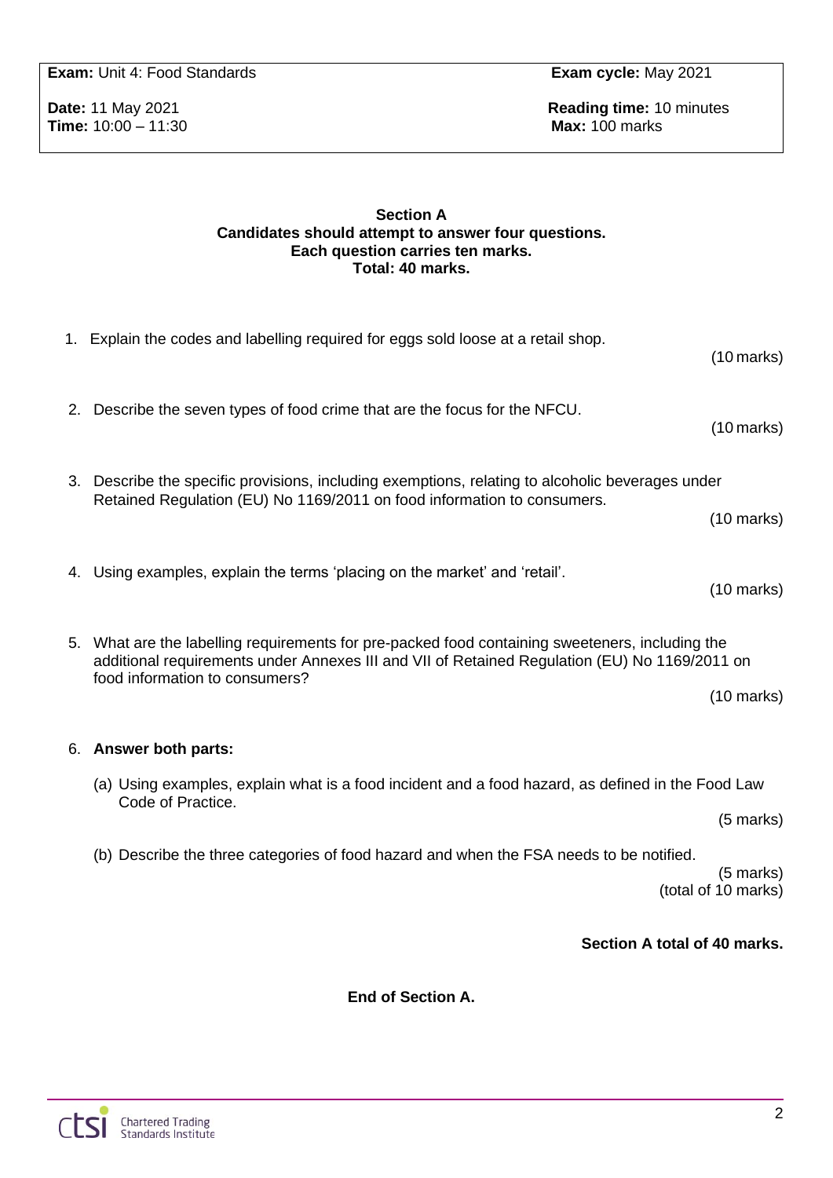**Exam:** Unit 4: Food Standards

**Exam cycle:** May 2021

**Date:** 11 May 2021
**Time:** 10:00 – 11:30

**Reading time:** 10 minutes
**Max:** 100 marks

**Section A**
**Candidates should attempt to answer four questions.**
**Each question carries ten marks.**
**Total: 40 marks.**

1. Explain the codes and labelling required for eggs sold loose at a retail shop.

   (10 marks)

2. Describe the seven types of food crime that are the focus for the NFCU.

   (10 marks)

3. Describe the specific provisions, including exemptions, relating to alcoholic beverages under Retained Regulation (EU) No 1169/2011 on food information to consumers.

   (10 marks)

4. Using examples, explain the terms 'placing on the market' and 'retail'.

   (10 marks)

5. What are the labelling requirements for pre-packed food containing sweeteners, including the additional requirements under Annexes III and VII of Retained Regulation (EU) No 1169/2011 on food information to consumers?

   (10 marks)

6. **Answer both parts:**

   (a) Using examples, explain what is a food incident and a food hazard, as defined in the Food Law Code of Practice.

   (5 marks)

   (b) Describe the three categories of food hazard and when the FSA needs to be notified.

   (5 marks)
   (total of 10 marks)

**Section A total of 40 marks.**

**End of Section A.**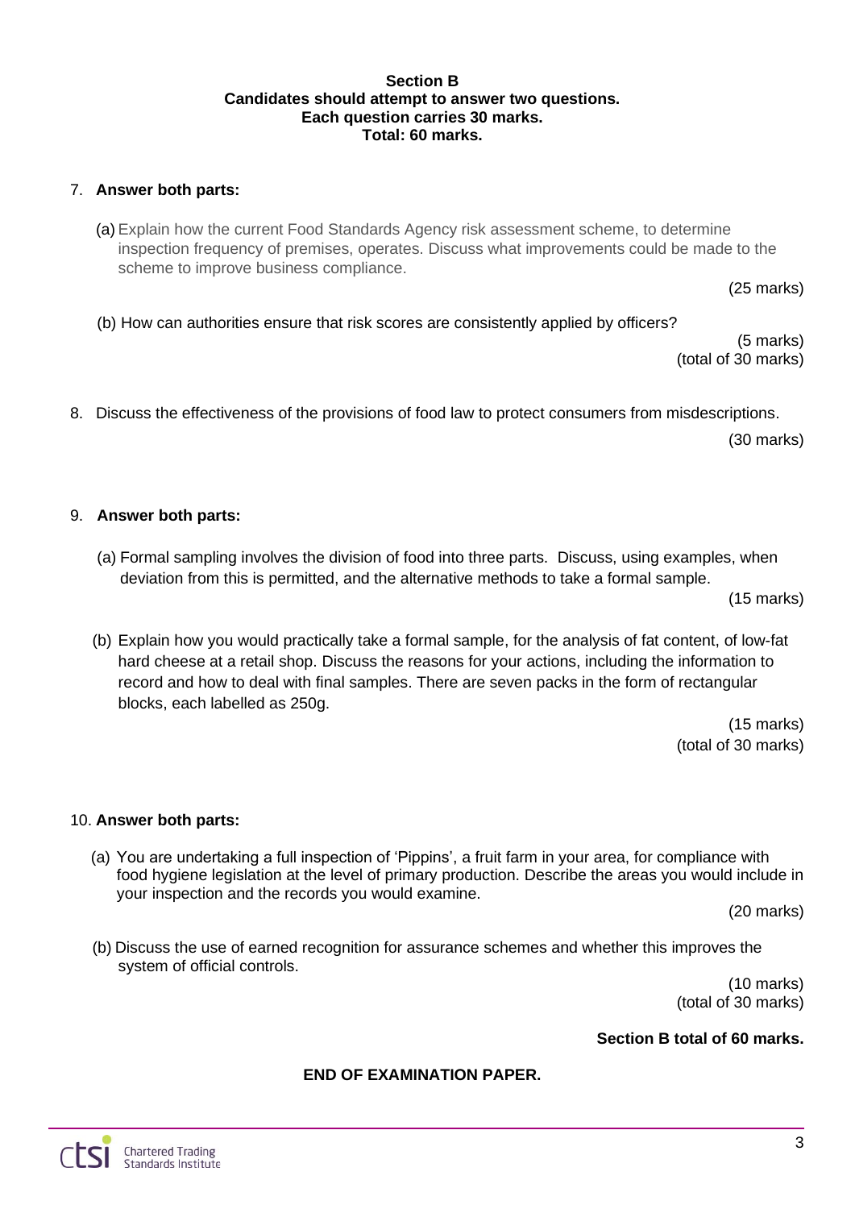**Section B**
**Candidates should attempt to answer two questions.**
**Each question carries 30 marks.**
**Total: 60 marks.**

7. **Answer both parts:**

   (a) Explain how the current Food Standards Agency risk assessment scheme, to determine inspection frequency of premises, operates. Discuss what improvements could be made to the scheme to improve business compliance.

   (25 marks)

   (b) How can authorities ensure that risk scores are consistently applied by officers?

   (5 marks)
   (total of 30 marks)

8. Discuss the effectiveness of the provisions of food law to protect consumers from misdescriptions.

   (30 marks)

9. **Answer both parts:**

   (a) Formal sampling involves the division of food into three parts. Discuss, using examples, when deviation from this is permitted, and the alternative methods to take a formal sample.

   (15 marks)

   (b) Explain how you would practically take a formal sample, for the analysis of fat content, of low-fat hard cheese at a retail shop. Discuss the reasons for your actions, including the information to record and how to deal with final samples. There are seven packs in the form of rectangular blocks, each labelled as 250g.

   (15 marks)
   (total of 30 marks)

10. **Answer both parts:**

    (a) You are undertaking a full inspection of 'Pippins', a fruit farm in your area, for compliance with food hygiene legislation at the level of primary production. Describe the areas you would include in your inspection and the records you would examine.

    (20 marks)

    (b) Discuss the use of earned recognition for assurance schemes and whether this improves the system of official controls.

    (10 marks)
    (total of 30 marks)

**Section B total of 60 marks.**

**END OF EXAMINATION PAPER.**